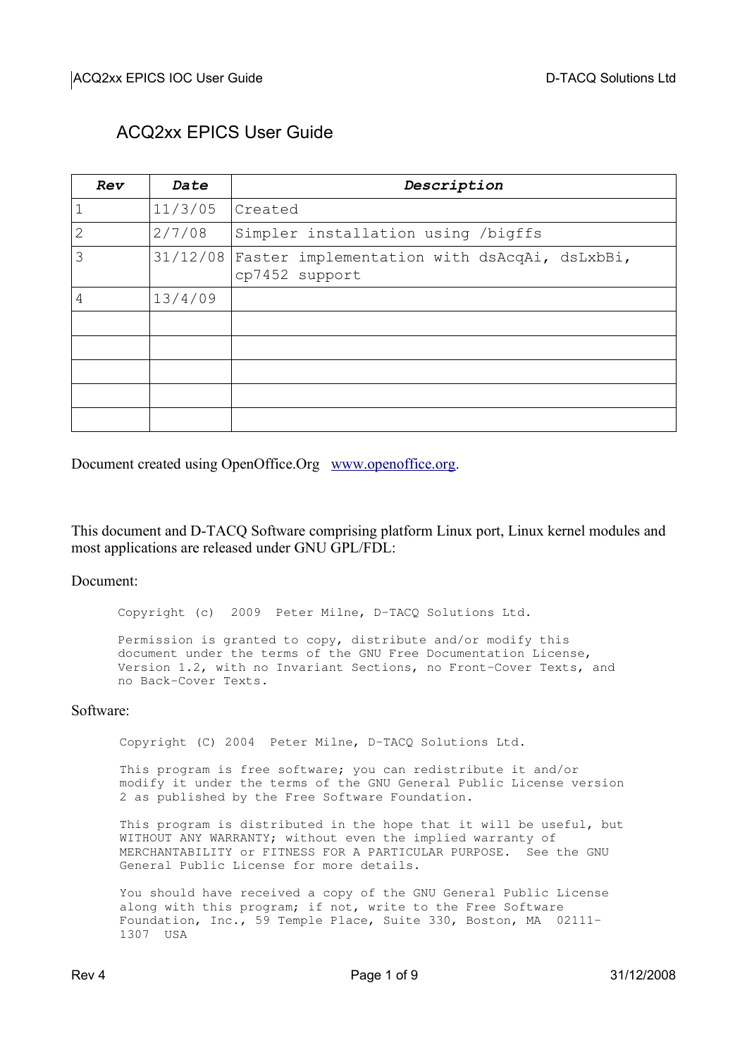# ACQ2xx EPICS User Guide

| *Rev* | *Date* | *Description* |
|---|---|---|
| 1 | 11/3/05 | Created |
| 2 | 2/7/08 | Simpler installation using /bigffs |
| 3 | 31/12/08 | Faster implementation with dsAcqAi, dsLxbBi, cp7452 support |
| 4 | 13/4/09 | |
| | | |
| | | |
| | | |
| | | |
| | | |

Document created using OpenOffice.Org www.openoffice.org.

This document and D-TACQ Software comprising platform Linux port, Linux kernel modules and most applications are released under GNU GPL/FDL:

Document:

```
Copyright (c)  2009  Peter Milne, D-TACQ Solutions Ltd.

Permission is granted to copy, distribute and/or modify this
document under the terms of the GNU Free Documentation License,
Version 1.2, with no Invariant Sections, no Front-Cover Texts, and
no Back-Cover Texts.
```

Software:

```
Copyright (C) 2004  Peter Milne, D-TACQ Solutions Ltd.

This program is free software; you can redistribute it and/or
modify it under the terms of the GNU General Public License version
2 as published by the Free Software Foundation.

This program is distributed in the hope that it will be useful, but
WITHOUT ANY WARRANTY; without even the implied warranty of
MERCHANTABILITY or FITNESS FOR A PARTICULAR PURPOSE.  See the GNU
General Public License for more details.

You should have received a copy of the GNU General Public License
along with this program; if not, write to the Free Software
Foundation, Inc., 59 Temple Place, Suite 330, Boston, MA  02111-
1307  USA
```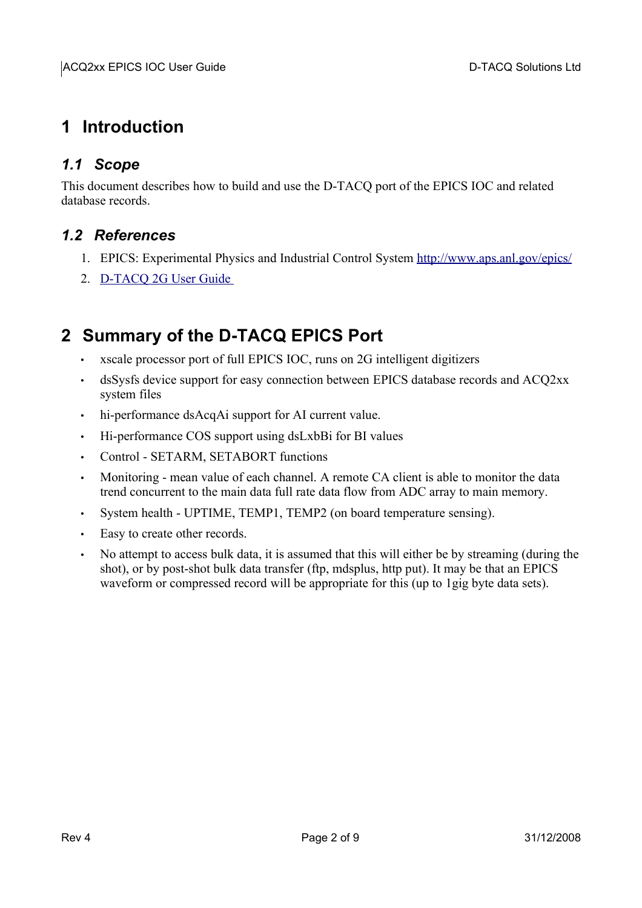# 1 Introduction

## 1.1 Scope

This document describes how to build and use the D-TACQ port of the EPICS IOC and related database records.

## 1.2 References

1. EPICS: Experimental Physics and Industrial Control System [http://www.aps.anl.gov/epics/](http://www.aps.anl.gov/epics/)
2. D-TACQ 2G User Guide

# 2 Summary of the D-TACQ EPICS Port

- xscale processor port of full EPICS IOC, runs on 2G intelligent digitizers
- dsSysfs device support for easy connection between EPICS database records and ACQ2xx system files
- hi-performance dsAcqAi support for AI current value.
- Hi-performance COS support using dsLxbBi for BI values
- Control - SETARM, SETABORT functions
- Monitoring - mean value of each channel. A remote CA client is able to monitor the data trend concurrent to the main data full rate data flow from ADC array to main memory.
- System health - UPTIME, TEMP1, TEMP2 (on board temperature sensing).
- Easy to create other records.
- No attempt to access bulk data, it is assumed that this will either be by streaming (during the shot), or by post-shot bulk data transfer (ftp, mdsplus, http put). It may be that an EPICS waveform or compressed record will be appropriate for this (up to 1gig byte data sets).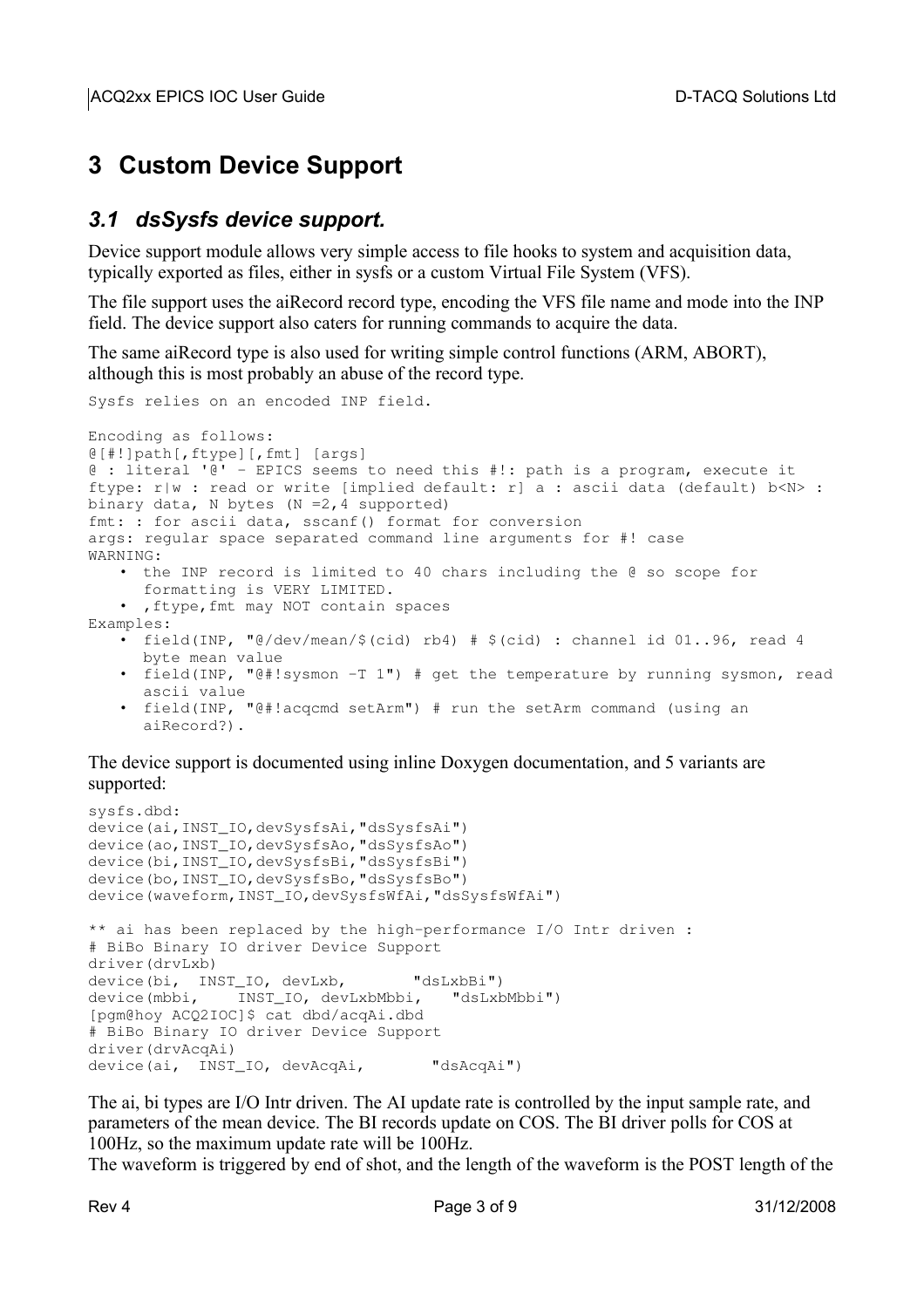# 3 Custom Device Support

## 3.1 *dsSysfs device support.*

Device support module allows very simple access to file hooks to system and acquisition data, typically exported as files, either in sysfs or a custom Virtual File System (VFS).

The file support uses the aiRecord record type, encoding the VFS file name and mode into the INP field. The device support also caters for running commands to acquire the data.

The same aiRecord type is also used for writing simple control functions (ARM, ABORT), although this is most probably an abuse of the record type.

```
Sysfs relies on an encoded INP field.

Encoding as follows:
@[#!]path[,ftype][,fmt] [args]
@ : literal '@' - EPICS seems to need this #!: path is a program, execute it
ftype: r|w : read or write [implied default: r] a : ascii data (default) b<N> :
binary data, N bytes (N =2,4 supported)
fmt: : for ascii data, sscanf() format for conversion
args: regular space separated command line arguments for #! case
WARNING:
```

- the INP record is limited to 40 chars including the @ so scope for formatting is VERY LIMITED.
- ,ftype,fmt may NOT contain spaces

Examples:

- field(INP, "@/dev/mean/$(cid) rb4") # $(cid) : channel id 01..96, read 4 byte mean value
- field(INP, "@#!sysmon -T 1") # get the temperature by running sysmon, read ascii value
- field(INP, "@#!acqcmd setArm") # run the setArm command (using an aiRecord?).

The device support is documented using inline Doxygen documentation, and 5 variants are supported:

```
sysfs.dbd:
device(ai,INST_IO,devSysfsAi,"dsSysfsAi")
device(ao,INST_IO,devSysfsAo,"dsSysfsAo")
device(bi,INST_IO,devSysfsBi,"dsSysfsBi")
device(bo,INST_IO,devSysfsBo,"dsSysfsBo")
device(waveform,INST_IO,devSysfsWfAi,"dsSysfsWfAi")

** ai has been replaced by the high-performance I/O Intr driven :
# BiBo Binary IO driver Device Support
driver(drvLxb)
device(bi,  INST_IO, devLxb,       "dsLxbBi")
device(mbbi,    INST_IO, devLxbMbbi,   "dsLxbMbbi")
[pgm@hoy ACQ2IOC]$ cat dbd/acqAi.dbd
# BiBo Binary IO driver Device Support
driver(drvAcqAi)
device(ai,  INST_IO, devAcqAi,       "dsAcqAi")
```

The ai, bi types are I/O Intr driven. The AI update rate is controlled by the input sample rate, and parameters of the mean device. The BI records update on COS. The BI driver polls for COS at 100Hz, so the maximum update rate will be 100Hz.
The waveform is triggered by end of shot, and the length of the waveform is the POST length of the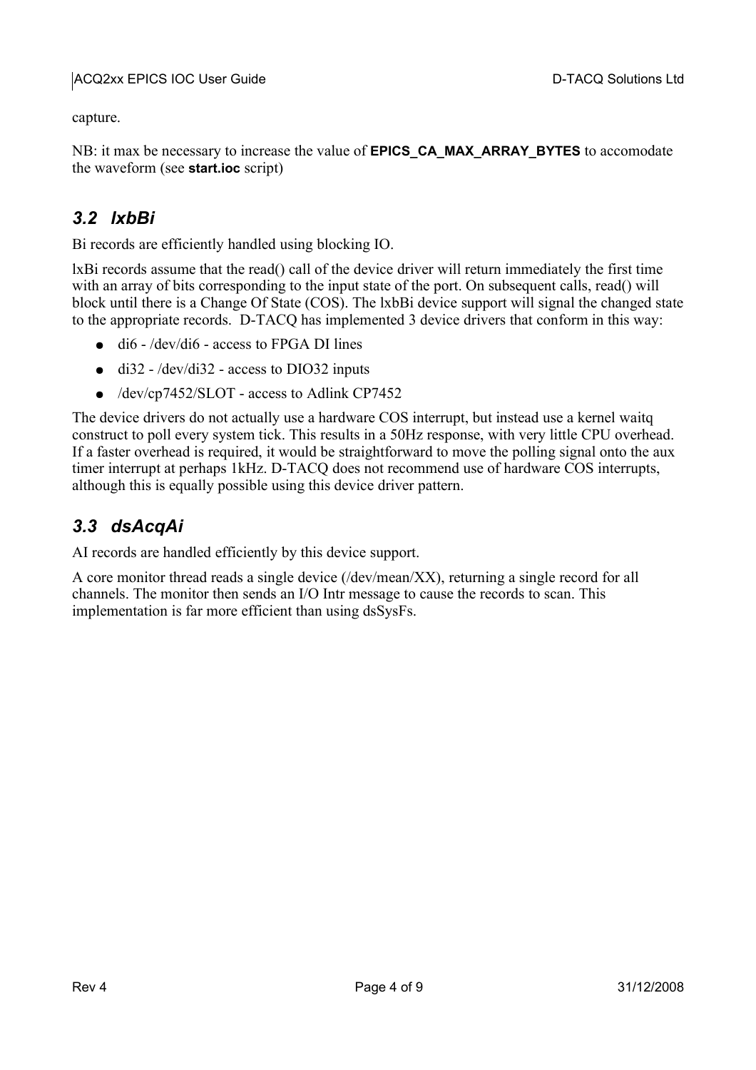capture.

NB: it max be necessary to increase the value of **EPICS_CA_MAX_ARRAY_BYTES** to accomodate the waveform (see **start.ioc** script)

## *3.2 lxbBi*

Bi records are efficiently handled using blocking IO.

lxBi records assume that the read() call of the device driver will return immediately the first time with an array of bits corresponding to the input state of the port. On subsequent calls, read() will block until there is a Change Of State (COS). The lxbBi device support will signal the changed state to the appropriate records. D-TACQ has implemented 3 device drivers that conform in this way:

- di6 - /dev/di6 - access to FPGA DI lines
- di32 - /dev/di32 - access to DIO32 inputs
- /dev/cp7452/SLOT - access to Adlink CP7452

The device drivers do not actually use a hardware COS interrupt, but instead use a kernel waitq construct to poll every system tick. This results in a 50Hz response, with very little CPU overhead. If a faster overhead is required, it would be straightforward to move the polling signal onto the aux timer interrupt at perhaps 1kHz. D-TACQ does not recommend use of hardware COS interrupts, although this is equally possible using this device driver pattern.

## *3.3 dsAcqAi*

AI records are handled efficiently by this device support.

A core monitor thread reads a single device (/dev/mean/XX), returning a single record for all channels. The monitor then sends an I/O Intr message to cause the records to scan. This implementation is far more efficient than using dsSysFs.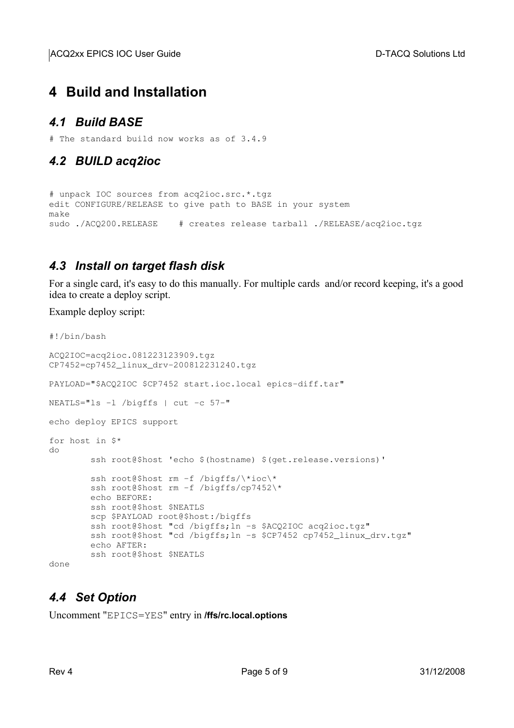# 4 Build and Installation

## 4.1 Build BASE

```
# The standard build now works as of 3.4.9
```

## 4.2 BUILD acq2ioc

```
# unpack IOC sources from acq2ioc.src.*.tgz
edit CONFIGURE/RELEASE to give path to BASE in your system
make
sudo ./ACQ200.RELEASE    # creates release tarball ./RELEASE/acq2ioc.tgz
```

## 4.3 Install on target flash disk

For a single card, it's easy to do this manually. For multiple cards and/or record keeping, it's a good idea to create a deploy script.

Example deploy script:

```
#!/bin/bash

ACQ2IOC=acq2ioc.081223123909.tgz
CP7452=cp7452_linux_drv-200812231240.tgz

PAYLOAD="$ACQ2IOC $CP7452 start.ioc.local epics-diff.tar"

NEATLS="ls -l /bigffs | cut -c 57-"

echo deploy EPICS support

for host in $*
do
        ssh root@$host 'echo $(hostname) $(get.release.versions)'

        ssh root@$host rm -f /bigffs/\*ioc\*
        ssh root@$host rm -f /bigffs/cp7452\*
        echo BEFORE:
        ssh root@$host $NEATLS
        scp $PAYLOAD root@$host:/bigffs
        ssh root@$host "cd /bigffs;ln -s $ACQ2IOC acq2ioc.tgz"
        ssh root@$host "cd /bigffs;ln -s $CP7452 cp7452_linux_drv.tgz"
        echo AFTER:
        ssh root@$host $NEATLS
done
```

## 4.4 Set Option

Uncomment "`EPICS=YES`" entry in **/ffs/rc.local.options**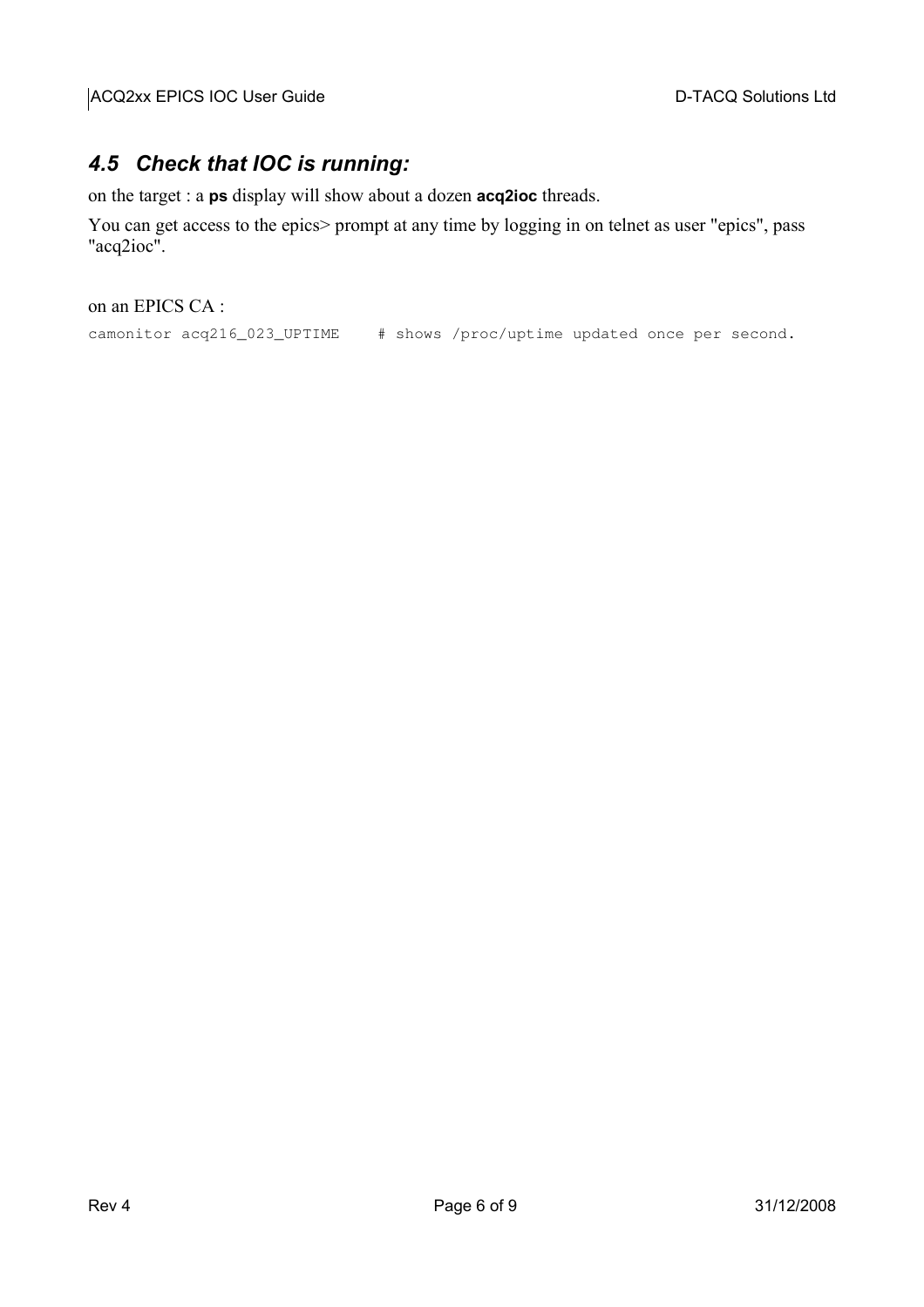## *4.5 Check that IOC is running:*

on the target : a **ps** display will show about a dozen **acq2ioc** threads.

You can get access to the epics> prompt at any time by logging in on telnet as user "epics", pass "acq2ioc".

on an EPICS CA :

```
camonitor acq216_023_UPTIME    # shows /proc/uptime updated once per second.
```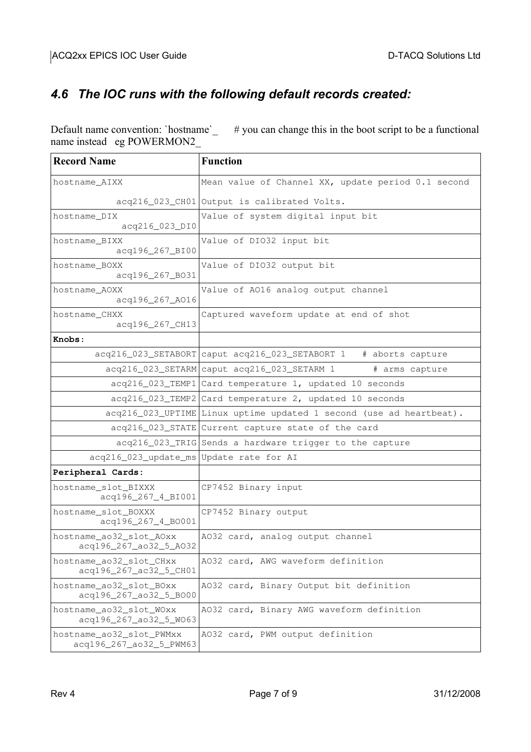## 4.6 The IOC runs with the following default records created:

Default name convention: `hostname`_    # you can change this in the boot script to be a functional name instead  eg POWERMON2_

| Record Name | Function |
| --- | --- |
| hostname_AIXX<br>acq216_023_CH01 | Mean value of Channel XX, update period 0.1 second<br>Output is calibrated Volts. |
| hostname_DIX<br>acq216_023_DI0 | Value of system digital input bit |
| hostname_BIXX<br>acq196_267_BI00 | Value of DIO32 input bit |
| hostname_BOXX<br>acq196_267_BO31 | Value of DIO32 output bit |
| hostname_AOXX<br>acq196_267_AO16 | Value of AO16 analog output channel |
| hostname_CHXX<br>acq196_267_CH13 | Captured waveform update at end of shot |
| **Knobs:** | |
| acq216_023_SETABORT | caput acq216_023_SETABORT 1   # aborts capture |
| acq216_023_SETARM | caput acq216_023_SETARM 1      # arms capture |
| acq216_023_TEMP1 | Card temperature 1, updated 10 seconds |
| acq216_023_TEMP2 | Card temperature 2, updated 10 seconds |
| acq216_023_UPTIME | Linux uptime updated 1 second (use ad heartbeat). |
| acq216_023_STATE | Current capture state of the card |
| acq216_023_TRIG | Sends a hardware trigger to the capture |
| acq216_023_update_ms | Update rate for AI |
| **Peripheral Cards:** | |
| hostname_slot_BIXXX<br>acq196_267_4_BI001 | CP7452 Binary input |
| hostname_slot_BOXXX<br>acq196_267_4_BO001 | CP7452 Binary output |
| hostname_ao32_slot_AOxx<br>acq196_267_ao32_5_AO32 | AO32 card, analog output channel |
| hostname_ao32_slot_CHxx<br>acq196_267_ac32_5_CH01 | AO32 card, AWG waveform definition |
| hostname_ao32_slot_BOxx<br>acq196_267_ao32_5_BO00 | AO32 card, Binary Output bit definition |
| hostname_ao32_slot_WOxx<br>acq196_267_ao32_5_WO63 | AO32 card, Binary AWG waveform definition |
| hostname_ao32_slot_PWMxx<br>acq196_267_ao32_5_PWM63 | AO32 card, PWM output definition |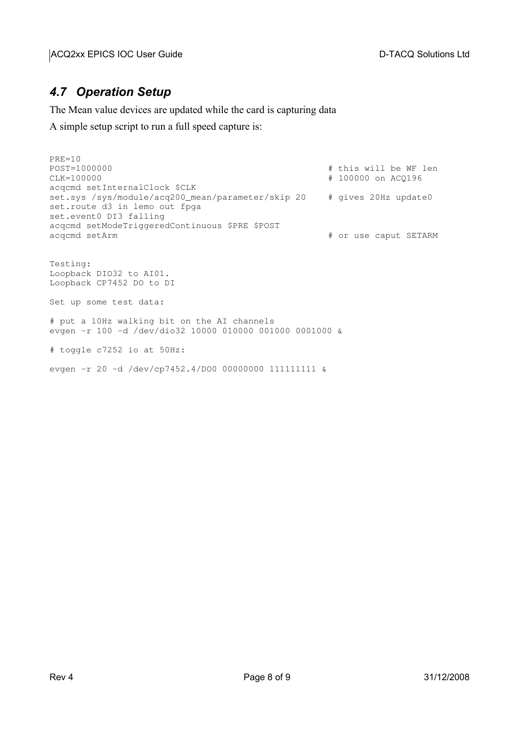## 4.7 Operation Setup

The Mean value devices are updated while the card is capturing data

A simple setup script to run a full speed capture is:

```
PRE=10
POST=1000000                                            # this will be WF len
CLK=100000                                              # 100000 on ACQ196
acqcmd setInternalClock $CLK
set.sys /sys/module/acq200_mean/parameter/skip 20      # gives 20Hz update0
set.route d3 in lemo out fpga
set.event0 DI3 falling
acqcmd setModeTriggeredContinuous $PRE $POST
acqcmd setArm                                           # or use caput SETARM
```

```
Testing:
Loopback DIO32 to AI01.
Loopback CP7452 DO to DI

Set up some test data:

# put a 10Hz walking bit on the AI channels
evgen -r 100 -d /dev/dio32 10000 010000 001000 0001000 &

# toggle c7252 io at 50Hz:

evgen -r 20 -d /dev/cp7452.4/DO0 00000000 111111111 &
```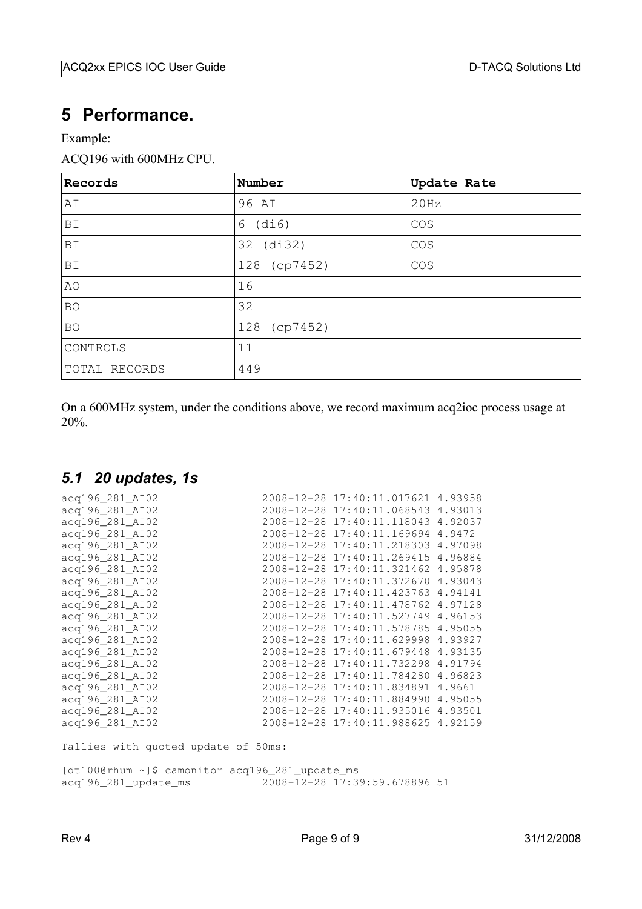# 5 Performance.

Example:

ACQ196 with 600MHz CPU.

| Records | Number | Update Rate |
|---|---|---|
| AI | 96 AI | 20Hz |
| BI | 6 (di6) | COS |
| BI | 32 (di32) | COS |
| BI | 128 (cp7452) | COS |
| AO | 16 | |
| BO | 32 | |
| BO | 128 (cp7452) | |
| CONTROLS | 11 | |
| TOTAL RECORDS | 449 | |

On a 600MHz system, under the conditions above, we record maximum acq2ioc process usage at 20%.

## *5.1 20 updates, 1s*

```
acq196_281_AI02                 2008-12-28 17:40:11.017621 4.93958
acq196_281_AI02                 2008-12-28 17:40:11.068543 4.93013
acq196_281_AI02                 2008-12-28 17:40:11.118043 4.92037
acq196_281_AI02                 2008-12-28 17:40:11.169694 4.9472
acq196_281_AI02                 2008-12-28 17:40:11.218303 4.97098
acq196_281_AI02                 2008-12-28 17:40:11.269415 4.96884
acq196_281_AI02                 2008-12-28 17:40:11.321462 4.95878
acq196_281_AI02                 2008-12-28 17:40:11.372670 4.93043
acq196_281_AI02                 2008-12-28 17:40:11.423763 4.94141
acq196_281_AI02                 2008-12-28 17:40:11.478762 4.97128
acq196_281_AI02                 2008-12-28 17:40:11.527749 4.96153
acq196_281_AI02                 2008-12-28 17:40:11.578785 4.95055
acq196_281_AI02                 2008-12-28 17:40:11.629998 4.93927
acq196_281_AI02                 2008-12-28 17:40:11.679448 4.93135
acq196_281_AI02                 2008-12-28 17:40:11.732298 4.91794
acq196_281_AI02                 2008-12-28 17:40:11.784280 4.96823
acq196_281_AI02                 2008-12-28 17:40:11.834891 4.9661
acq196_281_AI02                 2008-12-28 17:40:11.884990 4.95055
acq196_281_AI02                 2008-12-28 17:40:11.935016 4.93501
acq196_281_AI02                 2008-12-28 17:40:11.988625 4.92159
```

Tallies with quoted update of 50ms:

```
[dt100@rhum ~]$ camonitor acq196_281_update_ms
acq196_281_update_ms            2008-12-28 17:39:59.678896 51
```